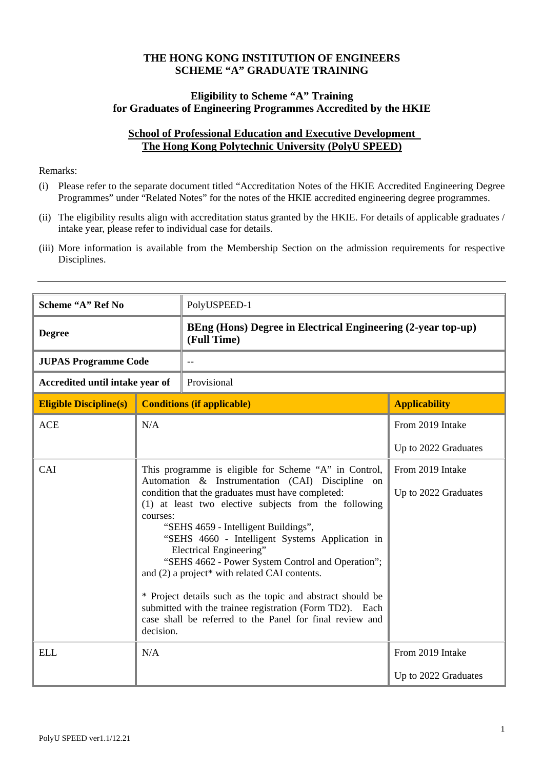**THE HONG KONG INSTITUTION OF ENGINEERS**
**SCHEME "A" GRADUATE TRAINING**

**Eligibility to Scheme "A" Training**
**for Graduates of Engineering Programmes Accredited by the HKIE**

**School of Professional Education and Executive Development**
**The Hong Kong Polytechnic University (PolyU SPEED)**

Remarks:

(i) Please refer to the separate document titled "Accreditation Notes of the HKIE Accredited Engineering Degree Programmes" under "Related Notes" for the notes of the HKIE accredited engineering degree programmes.

(ii) The eligibility results align with accreditation status granted by the HKIE. For details of applicable graduates / intake year, please refer to individual case for details.

(iii) More information is available from the Membership Section on the admission requirements for respective Disciplines.

---

| **Scheme "A" Ref No** | PolyUSPEED-1 | |
|---|---|---|
| **Degree** | **BEng (Hons) Degree in Electrical Engineering (2-year top-up) (Full Time)** | |
| **JUPAS Programme Code** | -- | |
| **Accredited until intake year of** | Provisional | |
| **Eligible Discipline(s)** | **Conditions (if applicable)** | **Applicability** |
| ACE | N/A | From 2019 Intake<br><br>Up to 2022 Graduates |
| CAI | This programme is eligible for Scheme "A" in Control, Automation & Instrumentation (CAI) Discipline on condition that the graduates must have completed:<br>(1) at least two elective subjects from the following courses:<br>"SEHS 4659 - Intelligent Buildings",<br>"SEHS 4660 - Intelligent Systems Application in Electrical Engineering"<br>"SEHS 4662 - Power System Control and Operation";<br>and (2) a project* with related CAI contents.<br><br>* Project details such as the topic and abstract should be submitted with the trainee registration (Form TD2). Each case shall be referred to the Panel for final review and decision. | From 2019 Intake<br><br>Up to 2022 Graduates |
| ELL | N/A | From 2019 Intake<br><br>Up to 2022 Graduates |

PolyU SPEED ver1.1/12.21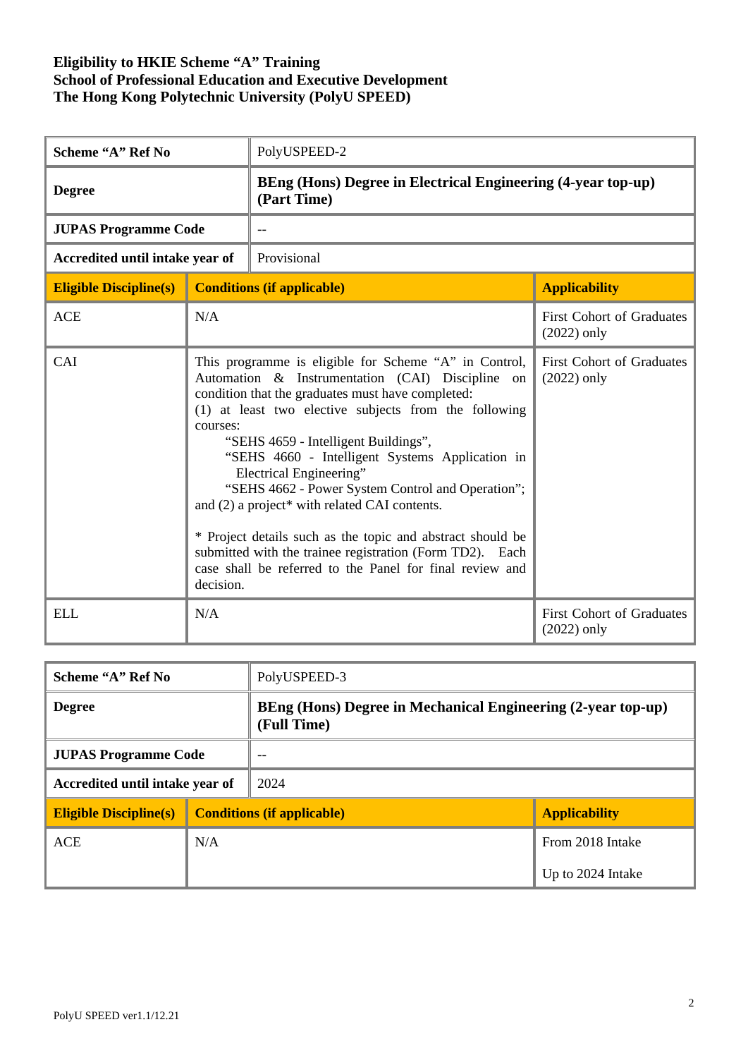**Eligibility to HKIE Scheme "A" Training**
**School of Professional Education and Executive Development**
**The Hong Kong Polytechnic University (PolyU SPEED)**

| **Scheme "A" Ref No** | PolyUSPEED-2 | |
|---|---|---|
| **Degree** | **BEng (Hons) Degree in Electrical Engineering (4-year top-up) (Part Time)** | |
| **JUPAS Programme Code** | -- | |
| **Accredited until intake year of** | Provisional | |
| **Eligible Discipline(s)** | **Conditions (if applicable)** | **Applicability** |
| ACE | N/A | First Cohort of Graduates (2022) only |
| CAI | This programme is eligible for Scheme "A" in Control, Automation & Instrumentation (CAI) Discipline on condition that the graduates must have completed:<br>(1) at least two elective subjects from the following courses:<br>"SEHS 4659 - Intelligent Buildings",<br>"SEHS 4660 - Intelligent Systems Application in Electrical Engineering"<br>"SEHS 4662 - Power System Control and Operation";<br>and (2) a project* with related CAI contents.<br><br>* Project details such as the topic and abstract should be submitted with the trainee registration (Form TD2). Each case shall be referred to the Panel for final review and decision. | First Cohort of Graduates (2022) only |
| ELL | N/A | First Cohort of Graduates (2022) only |

| **Scheme "A" Ref No** | PolyUSPEED-3 | |
|---|---|---|
| **Degree** | **BEng (Hons) Degree in Mechanical Engineering (2-year top-up) (Full Time)** | |
| **JUPAS Programme Code** | -- | |
| **Accredited until intake year of** | 2024 | |
| **Eligible Discipline(s)** | **Conditions (if applicable)** | **Applicability** |
| ACE | N/A | From 2018 Intake<br><br>Up to 2024 Intake |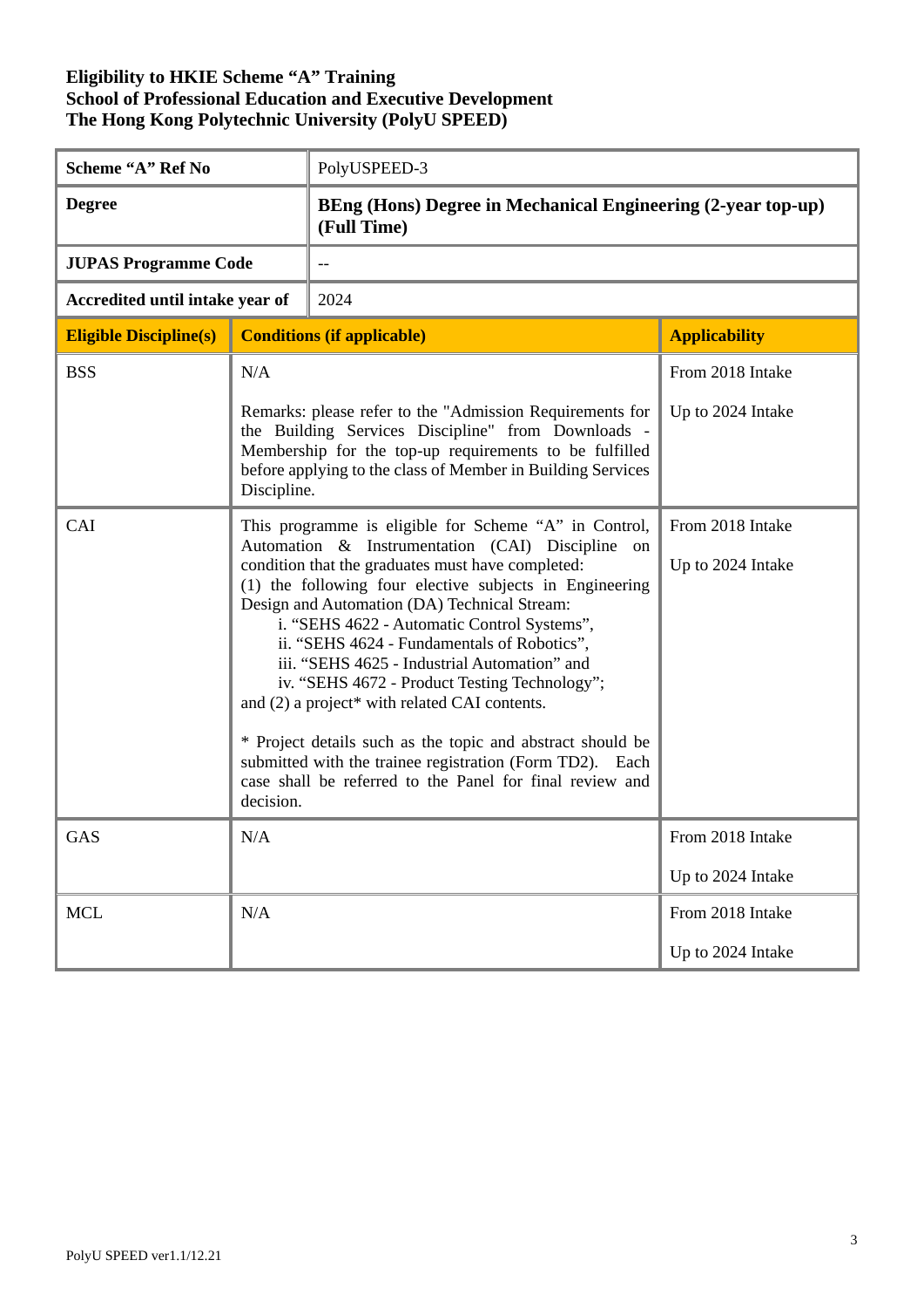**Eligibility to HKIE Scheme "A" Training**
**School of Professional Education and Executive Development**
**The Hong Kong Polytechnic University (PolyU SPEED)**

| **Scheme "A" Ref No** | PolyUSPEED-3 |
|---|---|
| **Degree** | **BEng (Hons) Degree in Mechanical Engineering (2-year top-up) (Full Time)** |
| **JUPAS Programme Code** | -- |
| **Accredited until intake year of** | 2024 |

| **Eligible Discipline(s)** | **Conditions (if applicable)** | **Applicability** |
|---|---|---|
| BSS | N/A<br><br>Remarks: please refer to the "Admission Requirements for the Building Services Discipline" from Downloads - Membership for the top-up requirements to be fulfilled before applying to the class of Member in Building Services Discipline. | From 2018 Intake<br><br>Up to 2024 Intake |
| CAI | This programme is eligible for Scheme "A" in Control, Automation & Instrumentation (CAI) Discipline on condition that the graduates must have completed:<br>(1) the following four elective subjects in Engineering Design and Automation (DA) Technical Stream:<br>i. "SEHS 4622 - Automatic Control Systems",<br>ii. "SEHS 4624 - Fundamentals of Robotics",<br>iii. "SEHS 4625 - Industrial Automation" and<br>iv. "SEHS 4672 - Product Testing Technology";<br>and (2) a project* with related CAI contents.<br><br>* Project details such as the topic and abstract should be submitted with the trainee registration (Form TD2). Each case shall be referred to the Panel for final review and decision. | From 2018 Intake<br><br>Up to 2024 Intake |
| GAS | N/A | From 2018 Intake<br><br>Up to 2024 Intake |
| MCL | N/A | From 2018 Intake<br><br>Up to 2024 Intake |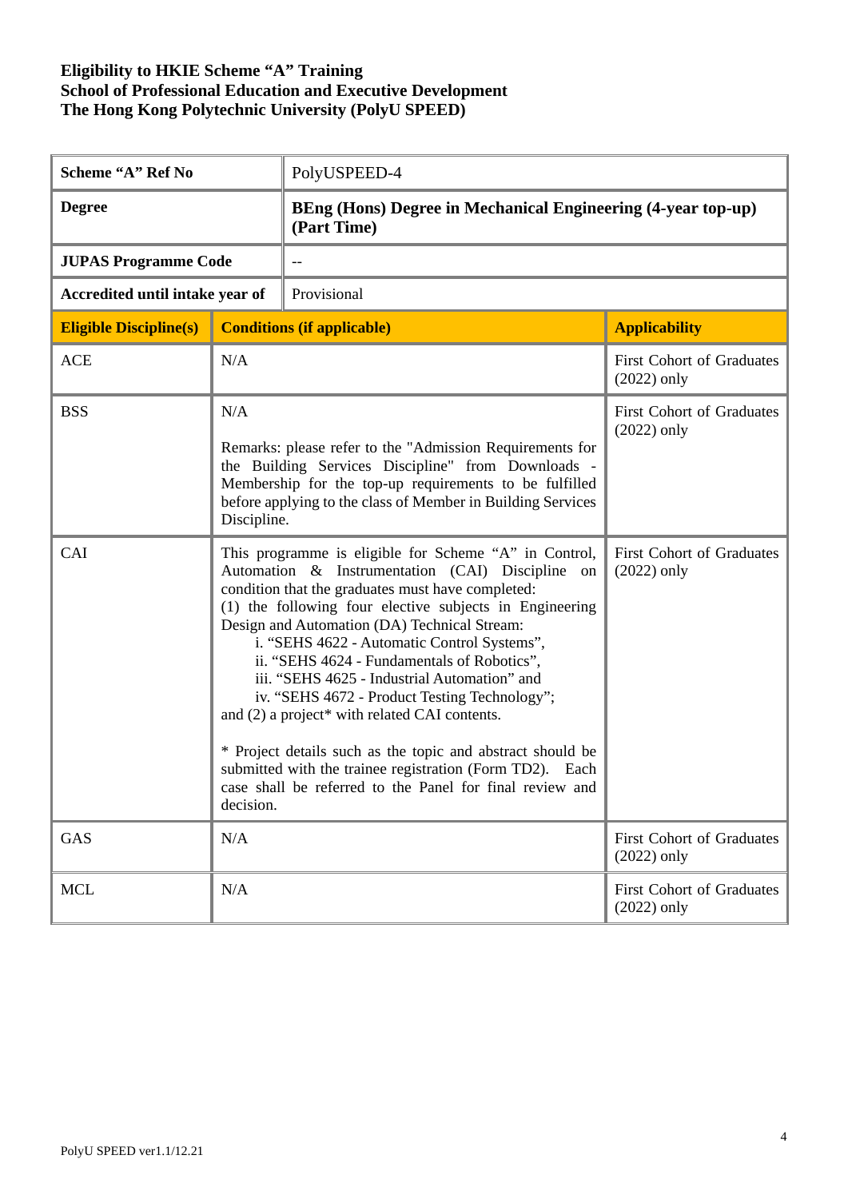**Eligibility to HKIE Scheme "A" Training**
**School of Professional Education and Executive Development**
**The Hong Kong Polytechnic University (PolyU SPEED)**

| **Scheme "A" Ref No** | PolyUSPEED-4 | |
|---|---|---|
| **Degree** | **BEng (Hons) Degree in Mechanical Engineering (4-year top-up) (Part Time)** | |
| **JUPAS Programme Code** | -- | |
| **Accredited until intake year of** | Provisional | |
| **Eligible Discipline(s)** | **Conditions (if applicable)** | **Applicability** |
| ACE | N/A | First Cohort of Graduates (2022) only |
| BSS | N/A<br><br>Remarks: please refer to the "Admission Requirements for the Building Services Discipline" from Downloads - Membership for the top-up requirements to be fulfilled before applying to the class of Member in Building Services Discipline. | First Cohort of Graduates (2022) only |
| CAI | This programme is eligible for Scheme "A" in Control, Automation & Instrumentation (CAI) Discipline on condition that the graduates must have completed:<br>(1) the following four elective subjects in Engineering Design and Automation (DA) Technical Stream:<br>i. "SEHS 4622 - Automatic Control Systems",<br>ii. "SEHS 4624 - Fundamentals of Robotics",<br>iii. "SEHS 4625 - Industrial Automation" and<br>iv. "SEHS 4672 - Product Testing Technology";<br>and (2) a project* with related CAI contents.<br><br>* Project details such as the topic and abstract should be submitted with the trainee registration (Form TD2). Each case shall be referred to the Panel for final review and decision. | First Cohort of Graduates (2022) only |
| GAS | N/A | First Cohort of Graduates (2022) only |
| MCL | N/A | First Cohort of Graduates (2022) only |

PolyU SPEED ver1.1/12.21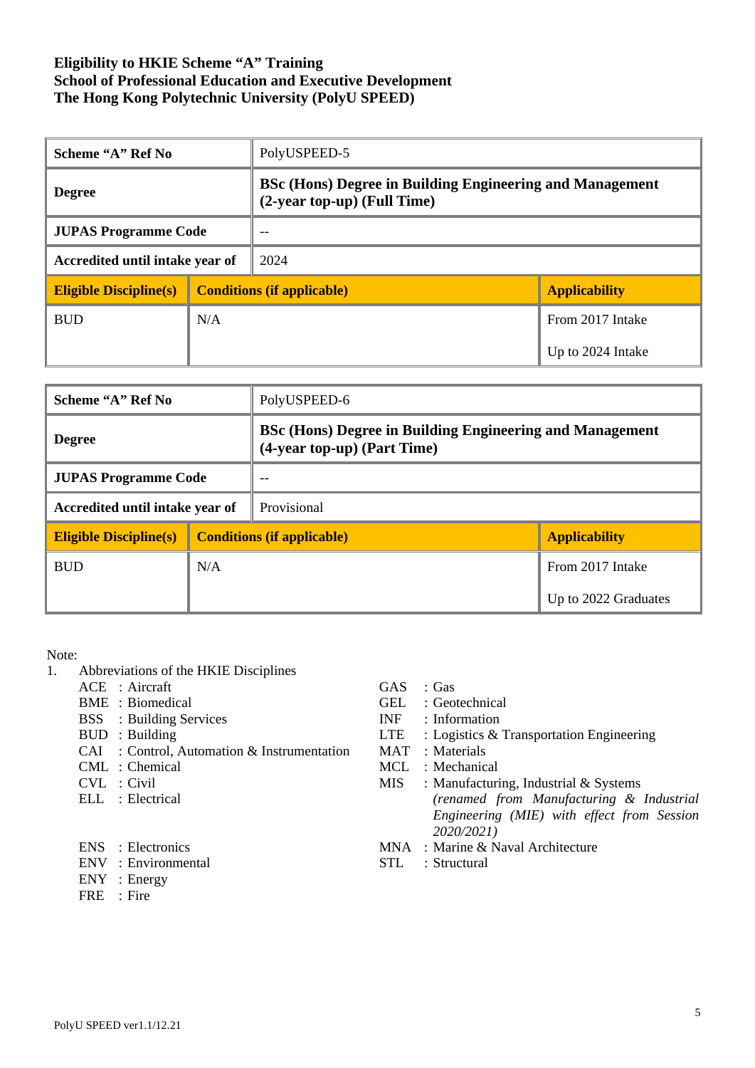**Eligibility to HKIE Scheme "A" Training**
**School of Professional Education and Executive Development**
**The Hong Kong Polytechnic University (PolyU SPEED)**

| | | |
|---|---|---|
| **Scheme "A" Ref No** | PolyUSPEED-5 | |
| **Degree** | **BSc (Hons) Degree in Building Engineering and Management (2-year top-up) (Full Time)** | |
| **JUPAS Programme Code** | -- | |
| **Accredited until intake year of** | 2024 | |
| **Eligible Discipline(s)** | **Conditions (if applicable)** | **Applicability** |
| BUD | N/A | From 2017 Intake<br>Up to 2024 Intake |

| | | |
|---|---|---|
| **Scheme "A" Ref No** | PolyUSPEED-6 | |
| **Degree** | **BSc (Hons) Degree in Building Engineering and Management (4-year top-up) (Part Time)** | |
| **JUPAS Programme Code** | -- | |
| **Accredited until intake year of** | Provisional | |
| **Eligible Discipline(s)** | **Conditions (if applicable)** | **Applicability** |
| BUD | N/A | From 2017 Intake<br>Up to 2022 Graduates |

Note:

1. Abbreviations of the HKIE Disciplines

   ACE : Aircraft
   BME : Biomedical
   BSS : Building Services
   BUD : Building
   CAI : Control, Automation & Instrumentation
   CML : Chemical
   CVL : Civil
   ELL : Electrical
   ENS : Electronics
   ENV : Environmental
   ENY : Energy
   FRE : Fire
   GAS : Gas
   GEL : Geotechnical
   INF : Information
   LTE : Logistics & Transportation Engineering
   MAT : Materials
   MCL : Mechanical
   MIS : Manufacturing, Industrial & Systems *(renamed from Manufacturing & Industrial Engineering (MIE) with effect from Session 2020/2021)*
   MNA : Marine & Naval Architecture
   STL : Structural

PolyU SPEED ver1.1/12.21